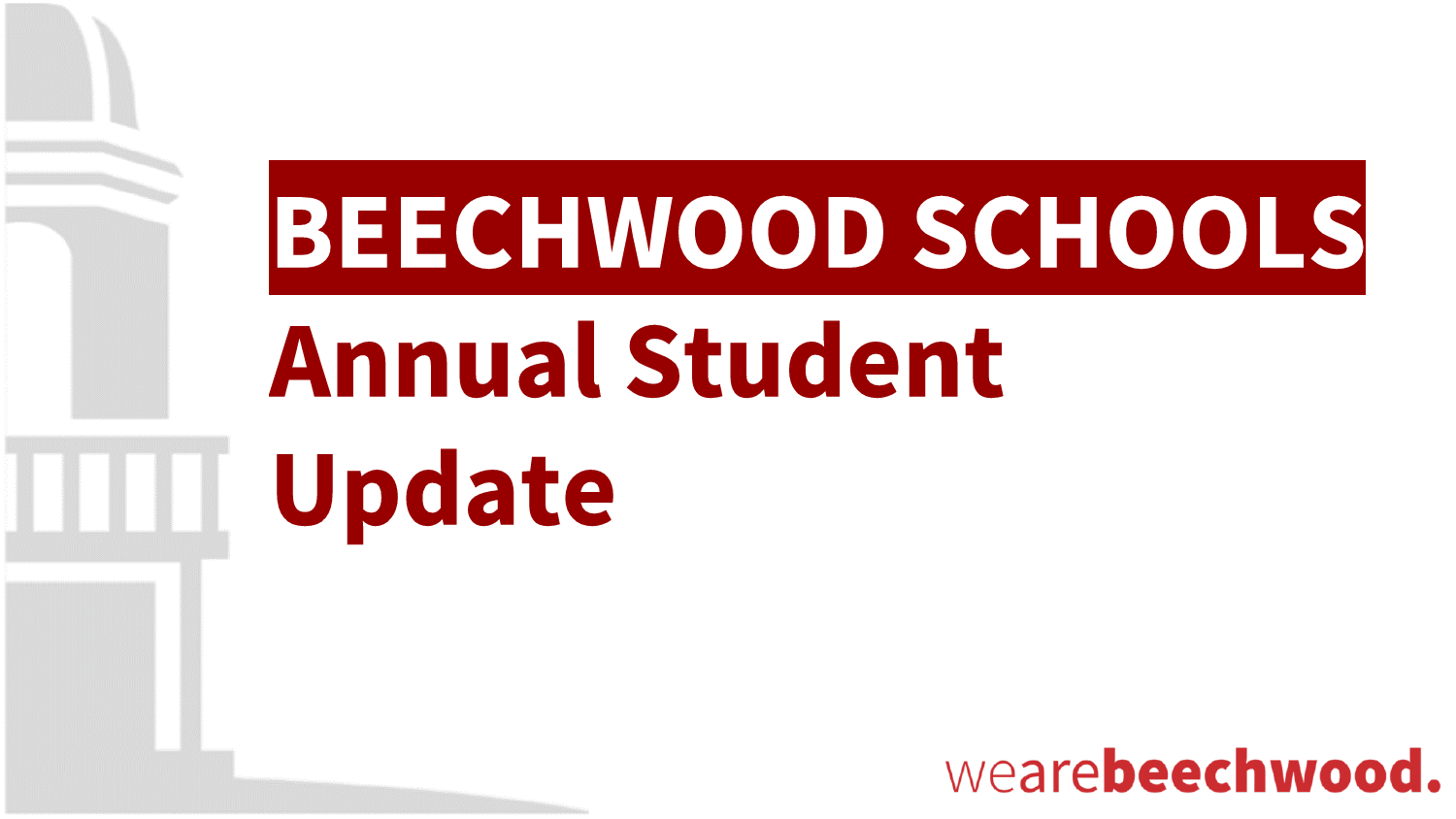# BEECHWOOD SCHOOLS

## Annual Student Update

wearebeechwood.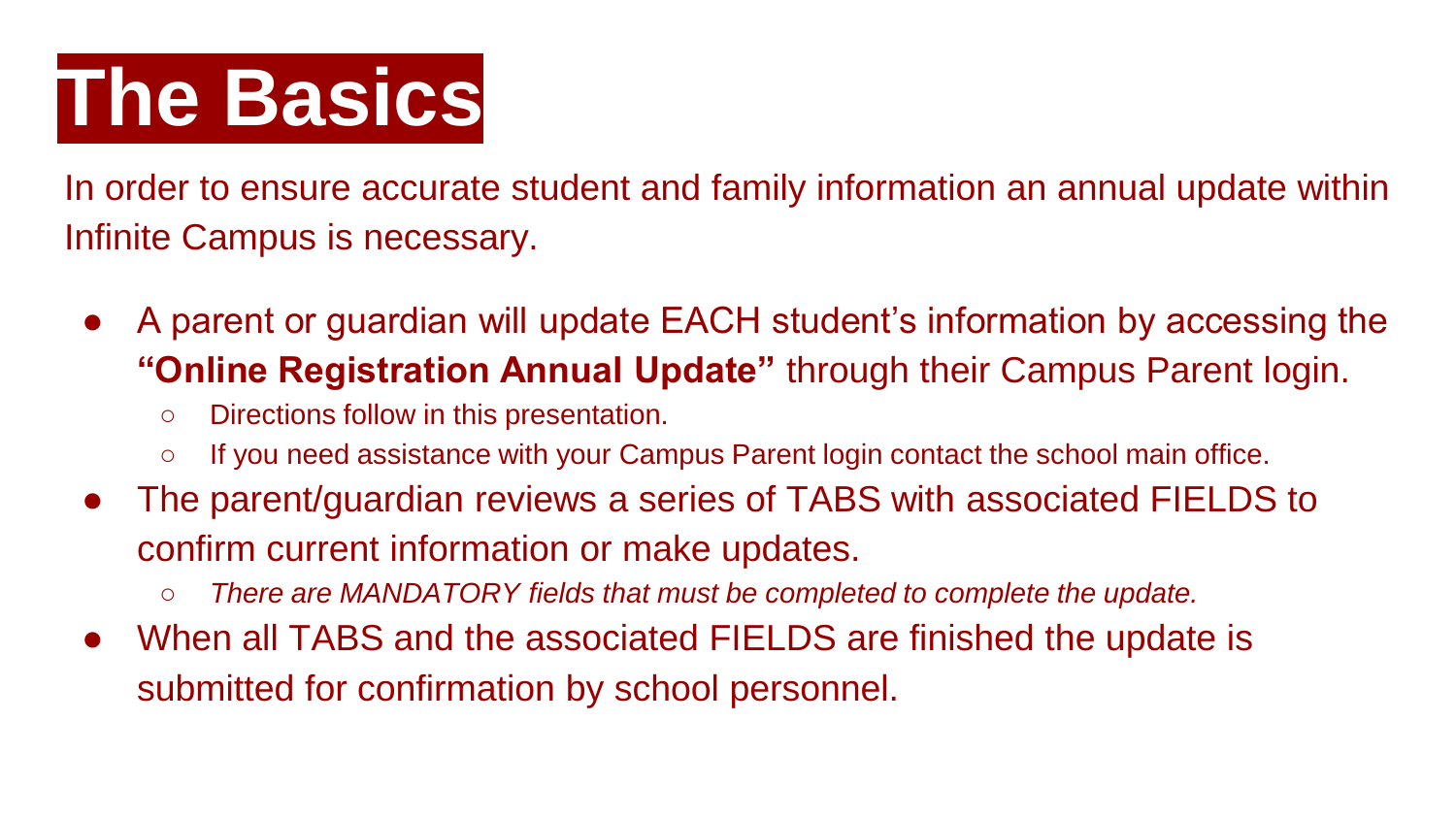# The Basics

In order to ensure accurate student and family information an annual update within Infinite Campus is necessary.

- A parent or guardian will update EACH student's information by accessing the **"Online Registration Annual Update"** through their Campus Parent login.
  - Directions follow in this presentation.
  - If you need assistance with your Campus Parent login contact the school main office.
- The parent/guardian reviews a series of TABS with associated FIELDS to confirm current information or make updates.
  - *There are MANDATORY fields that must be completed to complete the update.*
- When all TABS and the associated FIELDS are finished the update is submitted for confirmation by school personnel.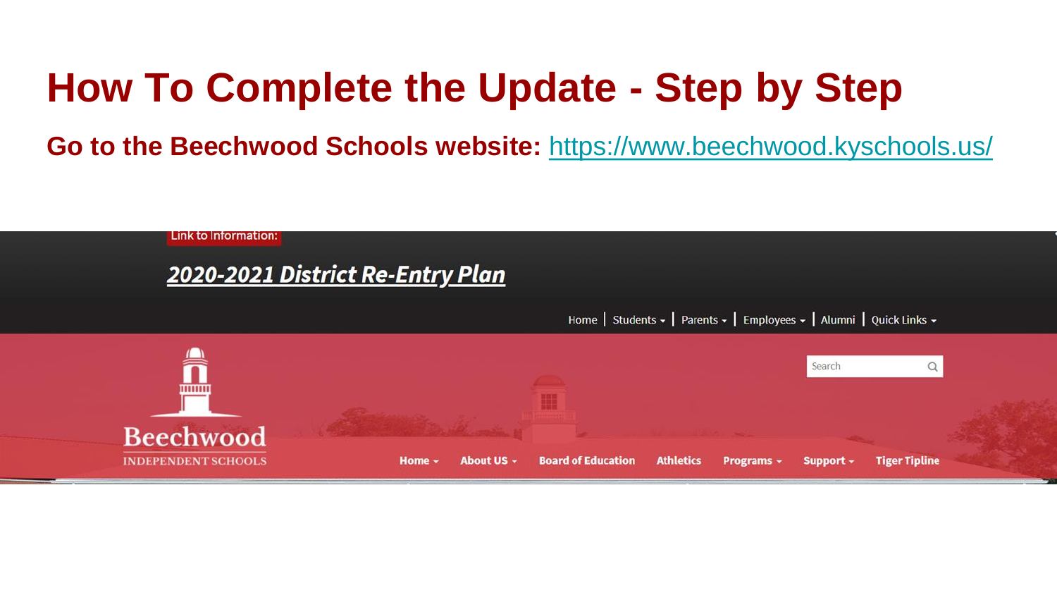# How To Complete the Update - Step by Step

**Go to the Beechwood Schools website:** https://www.beechwood.kyschools.us/

Link to Information:

***2020-2021 District Re-Entry Plan***

Home | Students | Parents | Employees | Alumni | Quick Links

Search

Beechwood
INDEPENDENT SCHOOLS

Home | About US | Board of Education | Athletics | Programs | Support | Tiger Tipline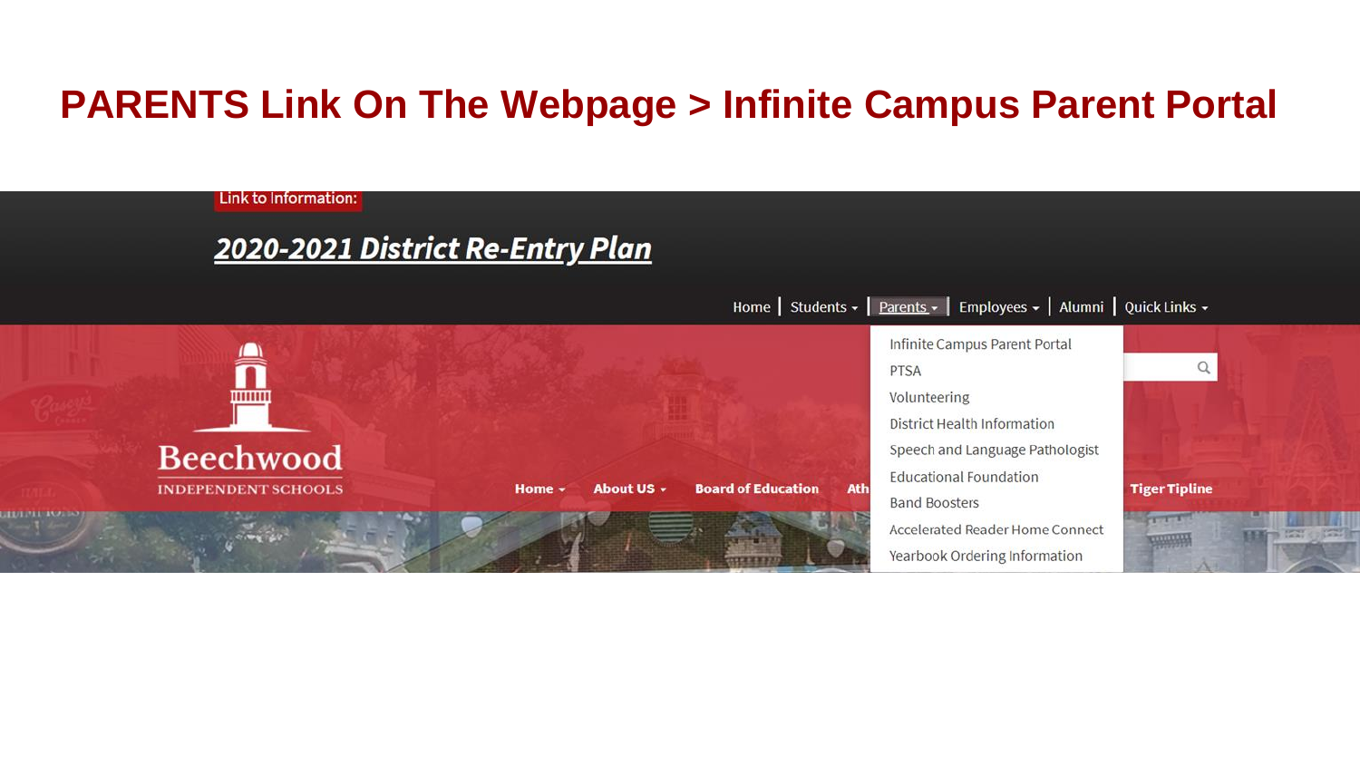# PARENTS Link On The Webpage > Infinite Campus Parent Portal

Link to Information:

***2020-2021 District Re-Entry Plan***

Home | Students | Parents | Employees | Alumni | Quick Links

- Infinite Campus Parent Portal
- PTSA
- Volunteering
- District Health Information
- Speech and Language Pathologist
- Educational Foundation
- Band Boosters
- Accelerated Reader Home Connect
- Yearbook Ordering Information

Beechwood
INDEPENDENT SCHOOLS

Home | About US | Board of Education | Ath | Tiger Tipline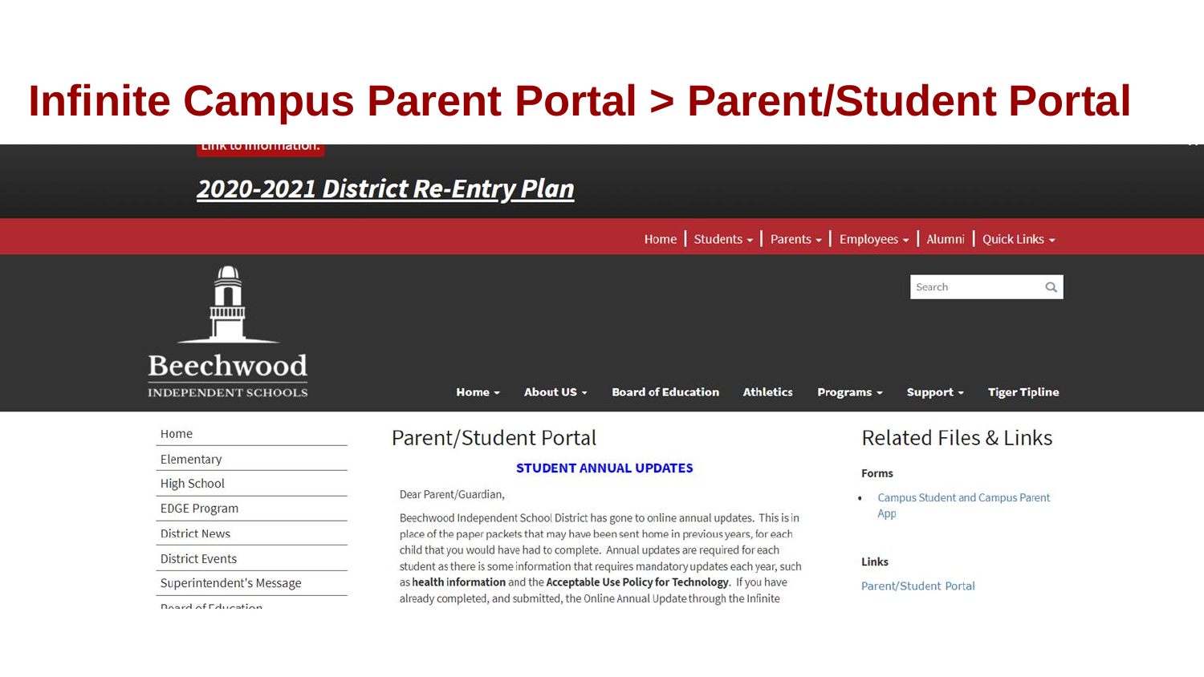# Infinite Campus Parent Portal > Parent/Student Portal

Link to information:

***2020-2021 District Re-Entry Plan***

Home | Students | Parents | Employees | Alumni | Quick Links

Search

Beechwood
INDEPENDENT SCHOOLS

Home | About US | Board of Education | Athletics | Programs | Support | Tiger Tipline

- Home
- Elementary
- High School
- EDGE Program
- District News
- District Events
- Superintendent's Message
- Board of Education

## Parent/Student Portal

**STUDENT ANNUAL UPDATES**

Dear Parent/Guardian,

Beechwood Independent School District has gone to online annual updates. This is in place of the paper packets that may have been sent home in previous years, for each child that you would have had to complete. Annual updates are required for each student as there is some information that requires mandatory updates each year, such as **health information** and the **Acceptable Use Policy for Technology**. If you have already completed, and submitted, the Online Annual Update through the Infinite

## Related Files & Links

**Forms**

- Campus Student and Campus Parent App

**Links**

Parent/Student Portal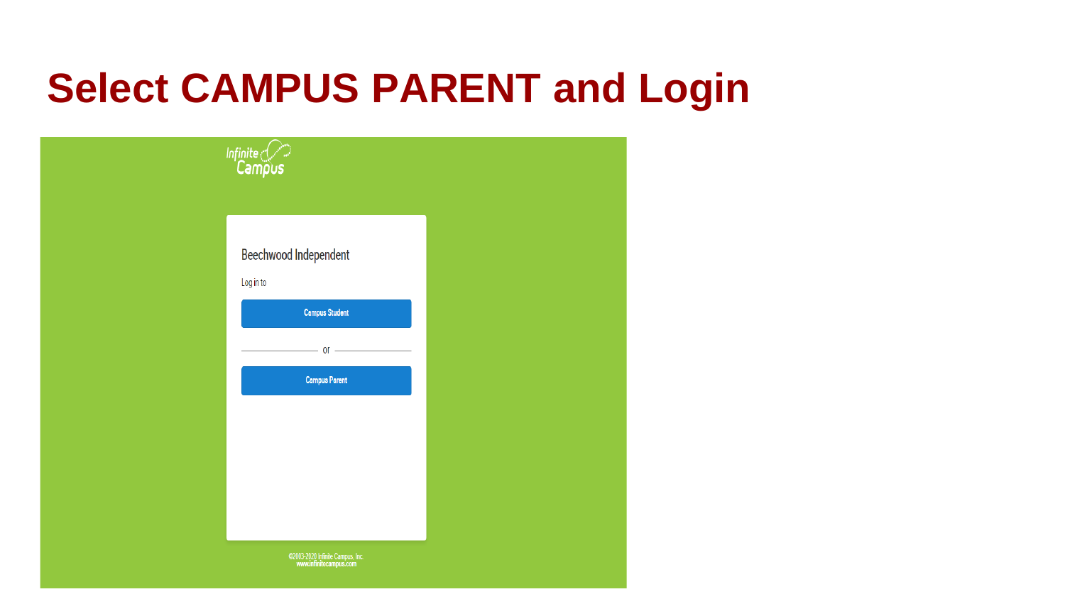# Select CAMPUS PARENT and Login

Infinite Campus

Beechwood Independent

Log in to

Campus Student

or

Campus Parent

©2003-2020 Infinite Campus, Inc.
www.infinitecampus.com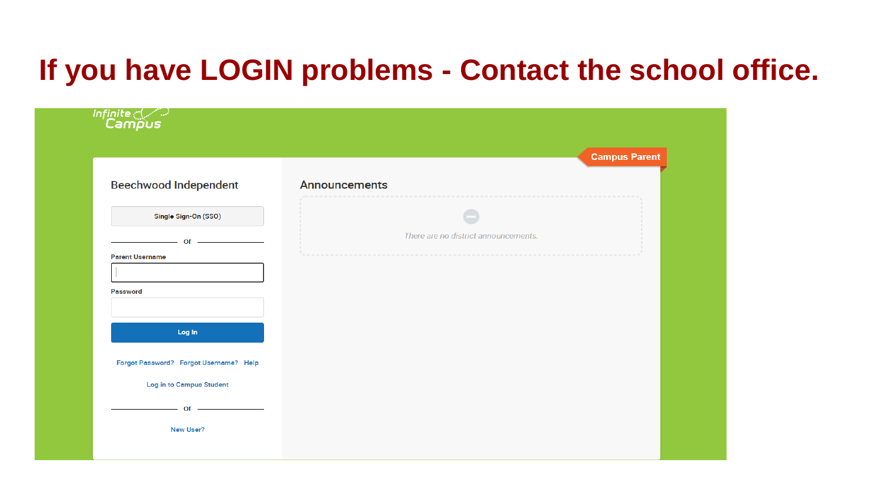# If you have LOGIN problems - Contact the school office.

Infinite Campus

Campus Parent

## Beechwood Independent

Single Sign-On (SSO)

or

Parent Username

Password

Log In

Forgot Password? Forgot Username? Help

Log in to Campus Student

or

New User?

## Announcements

*There are no district announcements.*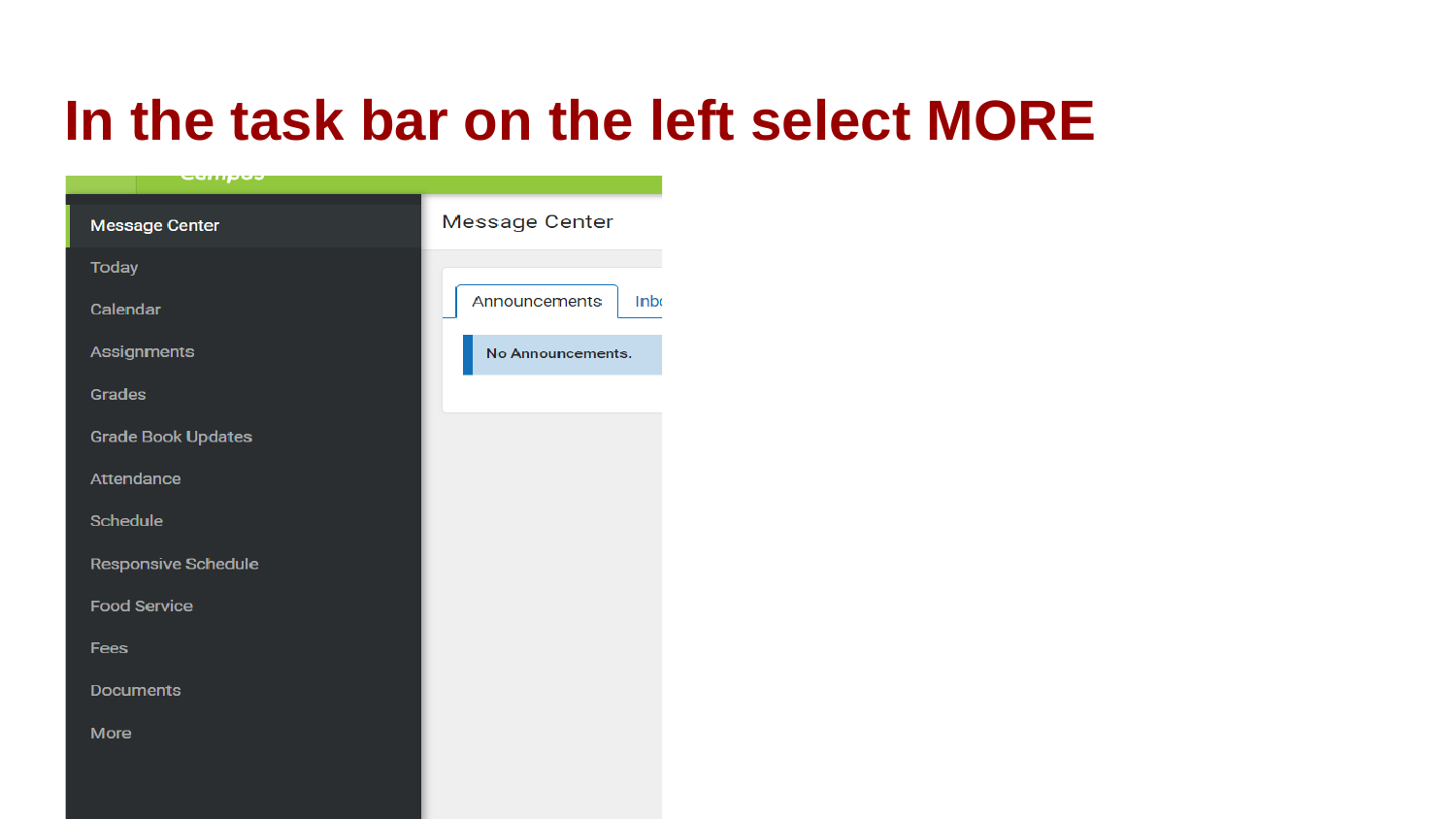# In the task bar on the left select MORE

- Message Center
- Today
- Calendar
- Assignments
- Grades
- Grade Book Updates
- Attendance
- Schedule
- Responsive Schedule
- Food Service
- Fees
- Documents
- More

Message Center

Announcements | Inbo

No Announcements.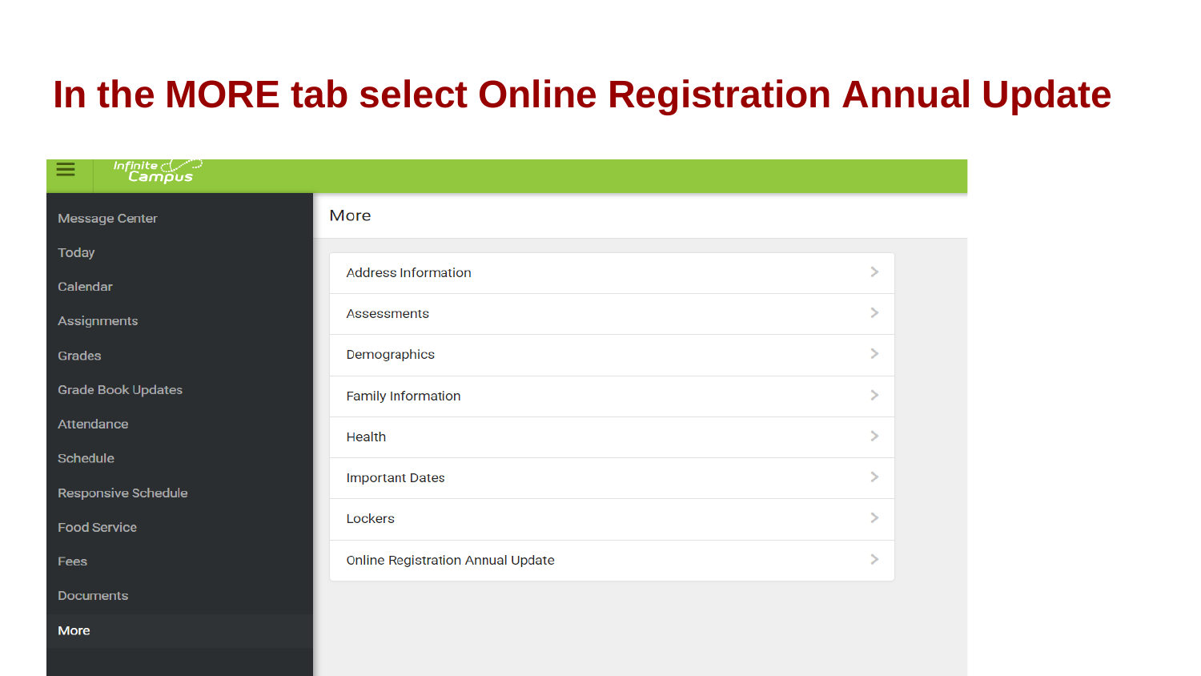# In the MORE tab select Online Registration Annual Update

Infinite Campus

- Message Center
- Today
- Calendar
- Assignments
- Grades
- Grade Book Updates
- Attendance
- Schedule
- Responsive Schedule
- Food Service
- Fees
- Documents
- More

More

- Address Information
- Assessments
- Demographics
- Family Information
- Health
- Important Dates
- Lockers
- Online Registration Annual Update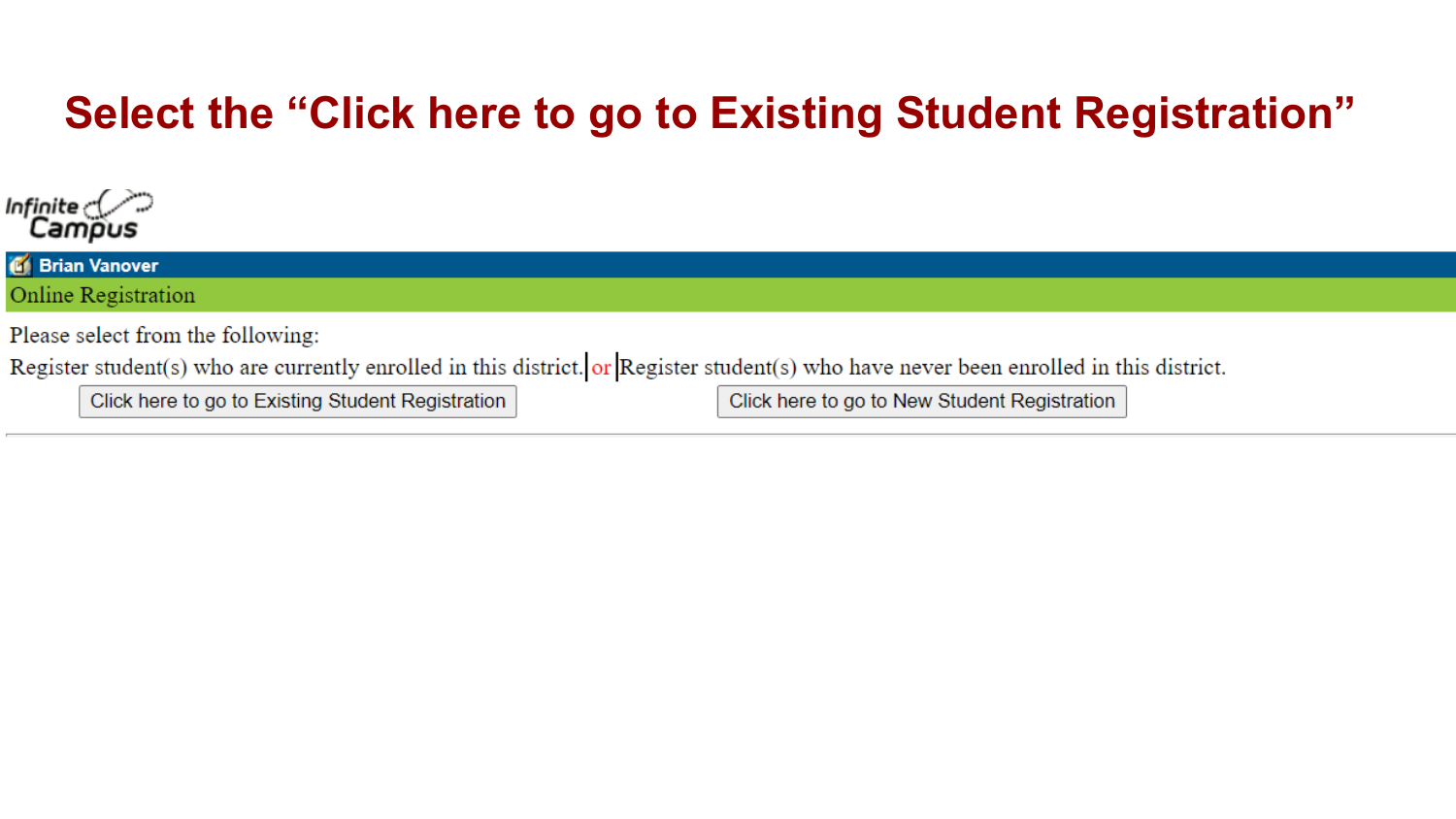# Select the "Click here to go to Existing Student Registration"

Infinite Campus

**Brian Vanover**

Online Registration

Please select from the following:

Register student(s) who are currently enrolled in this district. or Register student(s) who have never been enrolled in this district.

Click here to go to Existing Student Registration

Click here to go to New Student Registration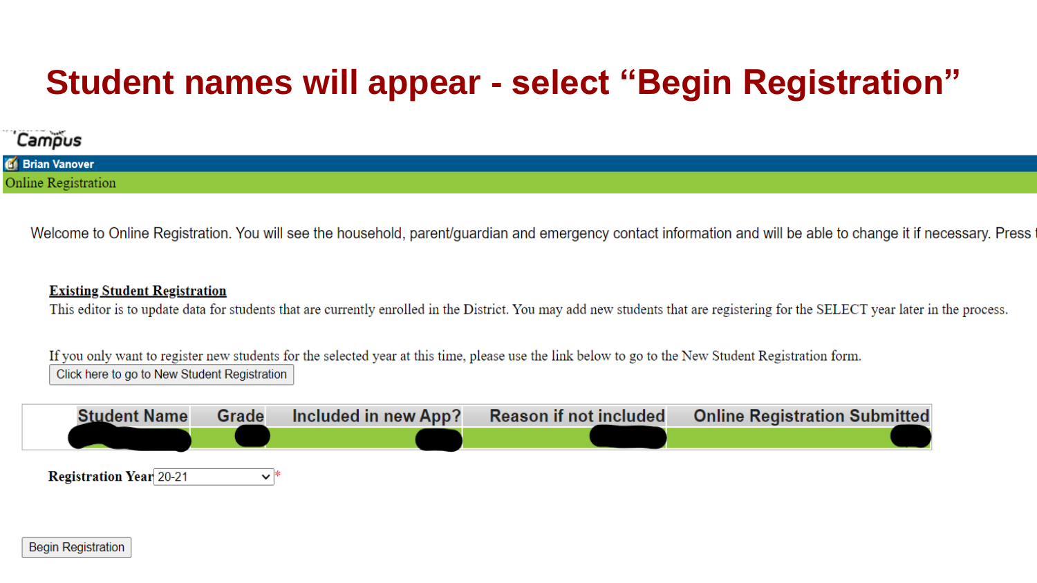# Student names will appear - select "Begin Registration"

Campus

Brian Vanover

Online Registration

Welcome to Online Registration. You will see the household, parent/guardian and emergency contact information and will be able to change it if necessary. Press t

**Existing Student Registration**

This editor is to update data for students that are currently enrolled in the District. You may add new students that are registering for the SELECT year later in the process.

If you only want to register new students for the selected year at this time, please use the link below to go to the New Student Registration form.

Click here to go to New Student Registration

| Student Name | Grade | Included in new App? | Reason if not included | Online Registration Submitted |
| --- | --- | --- | --- | --- |
| | | | | |

**Registration Year** 20-21 *

Begin Registration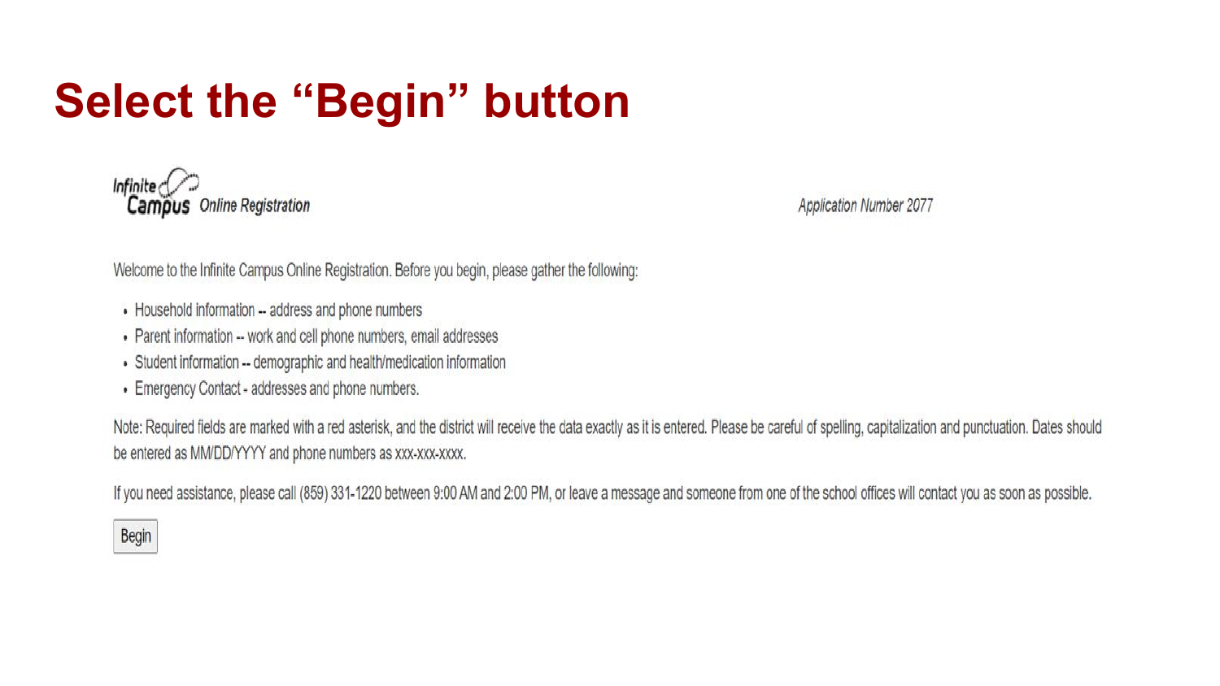# Select the "Begin" button

Infinite Campus *Online Registration*

*Application Number 2077*

Welcome to the Infinite Campus Online Registration. Before you begin, please gather the following:

- Household information -- address and phone numbers
- Parent information -- work and cell phone numbers, email addresses
- Student information -- demographic and health/medication information
- Emergency Contact - addresses and phone numbers.

Note: Required fields are marked with a red asterisk, and the district will receive the data exactly as it is entered. Please be careful of spelling, capitalization and punctuation. Dates should be entered as MM/DD/YYYY and phone numbers as xxx-xxx-xxxx.

If you need assistance, please call (859) 331-1220 between 9:00 AM and 2:00 PM, or leave a message and someone from one of the school offices will contact you as soon as possible.

Begin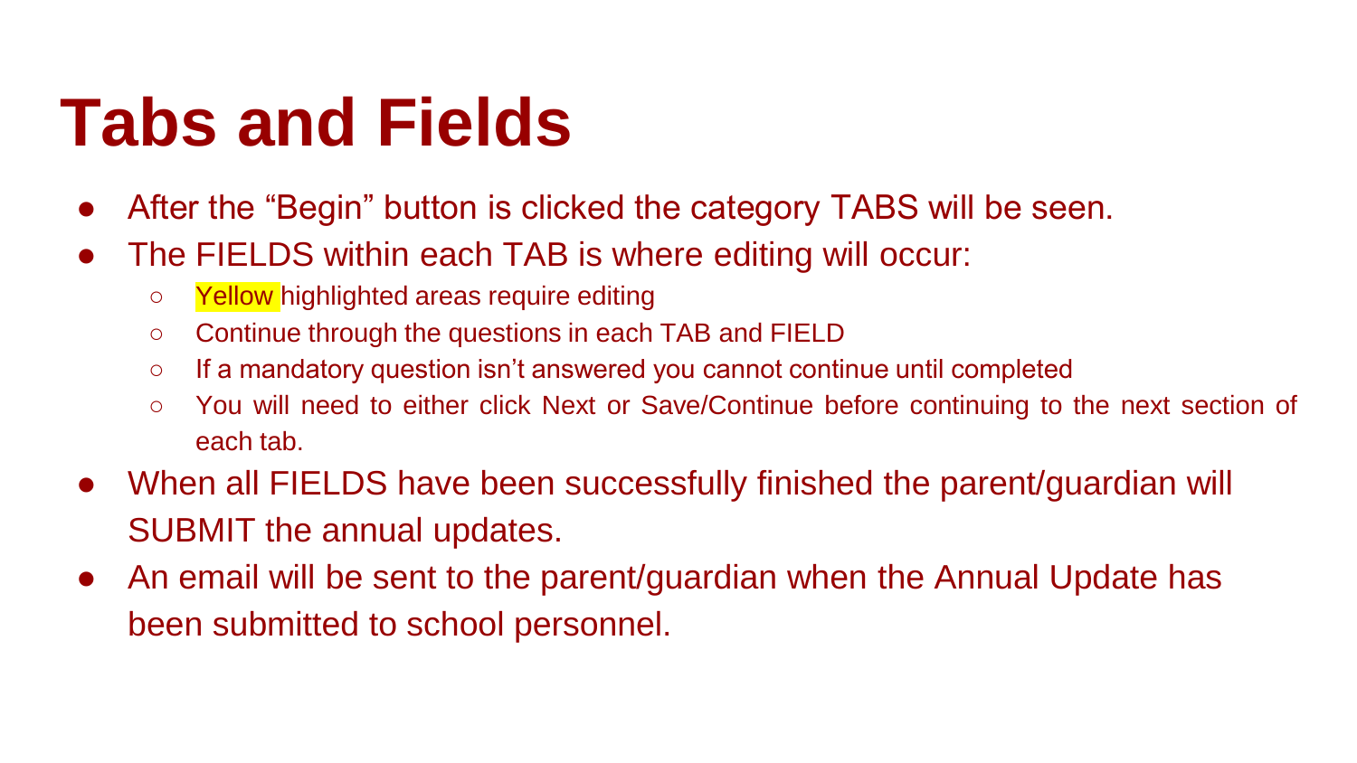# Tabs and Fields

- After the “Begin” button is clicked the category TABS will be seen.
- The FIELDS within each TAB is where editing will occur:
  - Yellow highlighted areas require editing
  - Continue through the questions in each TAB and FIELD
  - If a mandatory question isn’t answered you cannot continue until completed
  - You will need to either click Next or Save/Continue before continuing to the next section of each tab.
- When all FIELDS have been successfully finished the parent/guardian will SUBMIT the annual updates.
- An email will be sent to the parent/guardian when the Annual Update has been submitted to school personnel.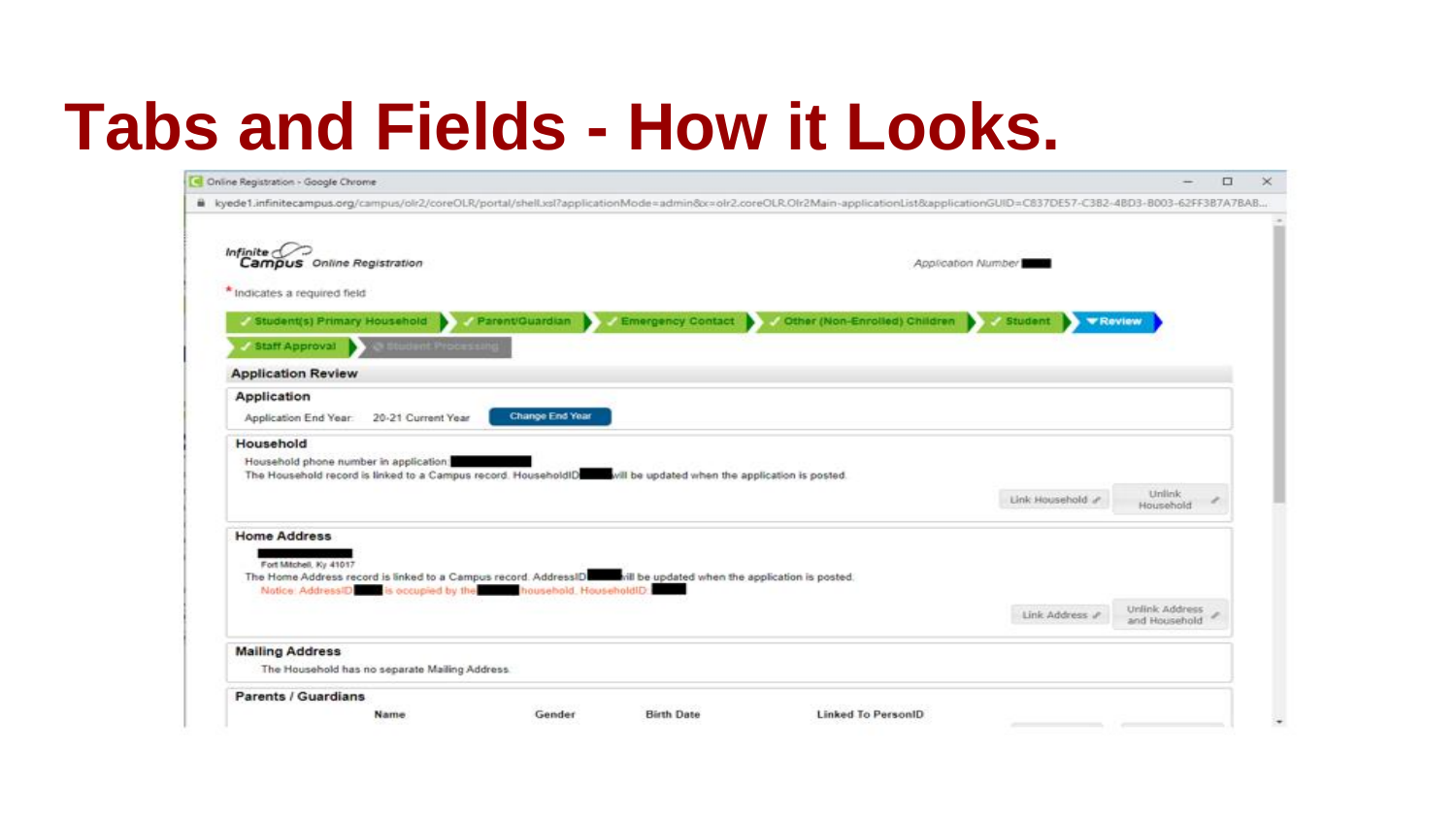# Tabs and Fields - How it Looks.

Online Registration - Google Chrome

kyede1.infinitecampus.org/campus/olr2/coreOLR/portal/shell.xsl?applicationMode=admin&x=olr2.coreOLR.Olr2Main-applicationList&applicationGUID=C837DE57-C3B2-4BD3-B003-62FF3B7A7BAB...

Infinite Campus Online Registration

Application Number

\* Indicates a required field

✓ Student(s) Primary Household | ✓ Parent/Guardian | ✓ Emergency Contact | ✓ Other (Non-Enrolled) Children | ✓ Student | ▾ Review | ✓ Staff Approval | Student Processing

## Application Review

### Application

Application End Year: 20-21 Current Year [Change End Year]

### Household

Household phone number in application:

The Household record is linked to a Campus record. HouseholdID will be updated when the application is posted.

[Link Household] [Unlink Household]

### Home Address

Fort Mitchell, Ky 41017

The Home Address record is linked to a Campus record. AddressID will be updated when the application is posted.

Notice: AddressID is occupied by the household. HouseholdID:

[Link Address] [Unlink Address and Household]

### Mailing Address

The Household has no separate Mailing Address.

### Parents / Guardians

| Name | Gender | Birth Date | Linked To PersonID |
|---|---|---|---|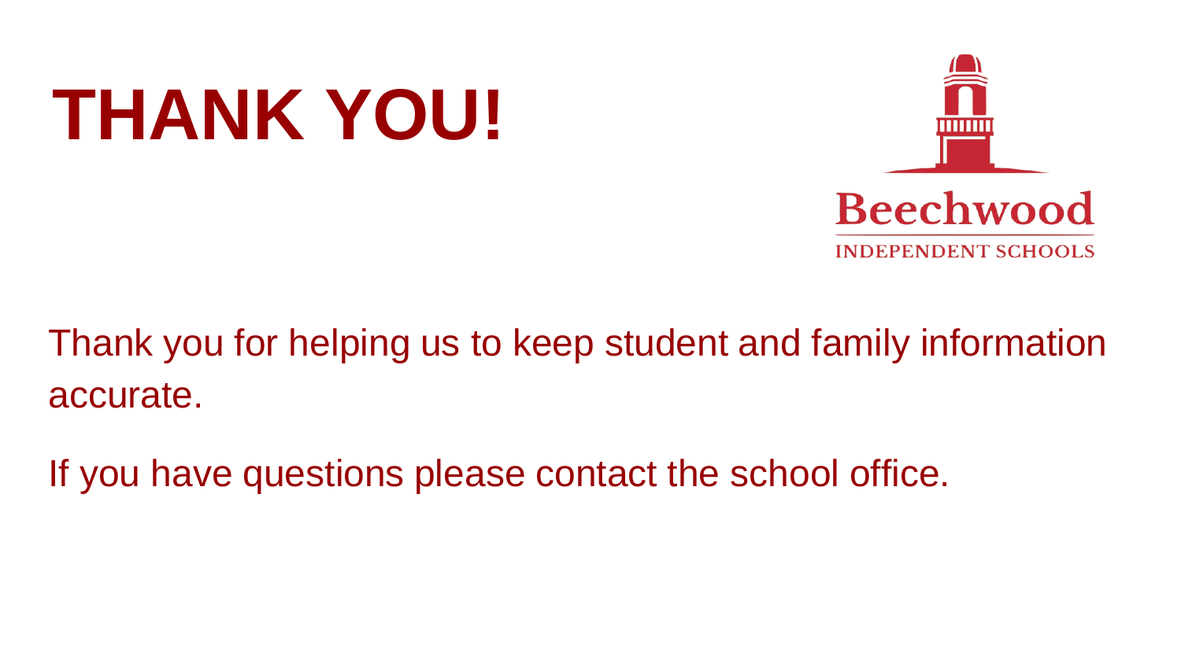# THANK YOU!

Beechwood

INDEPENDENT SCHOOLS

Thank you for helping us to keep student and family information accurate.

If you have questions please contact the school office.